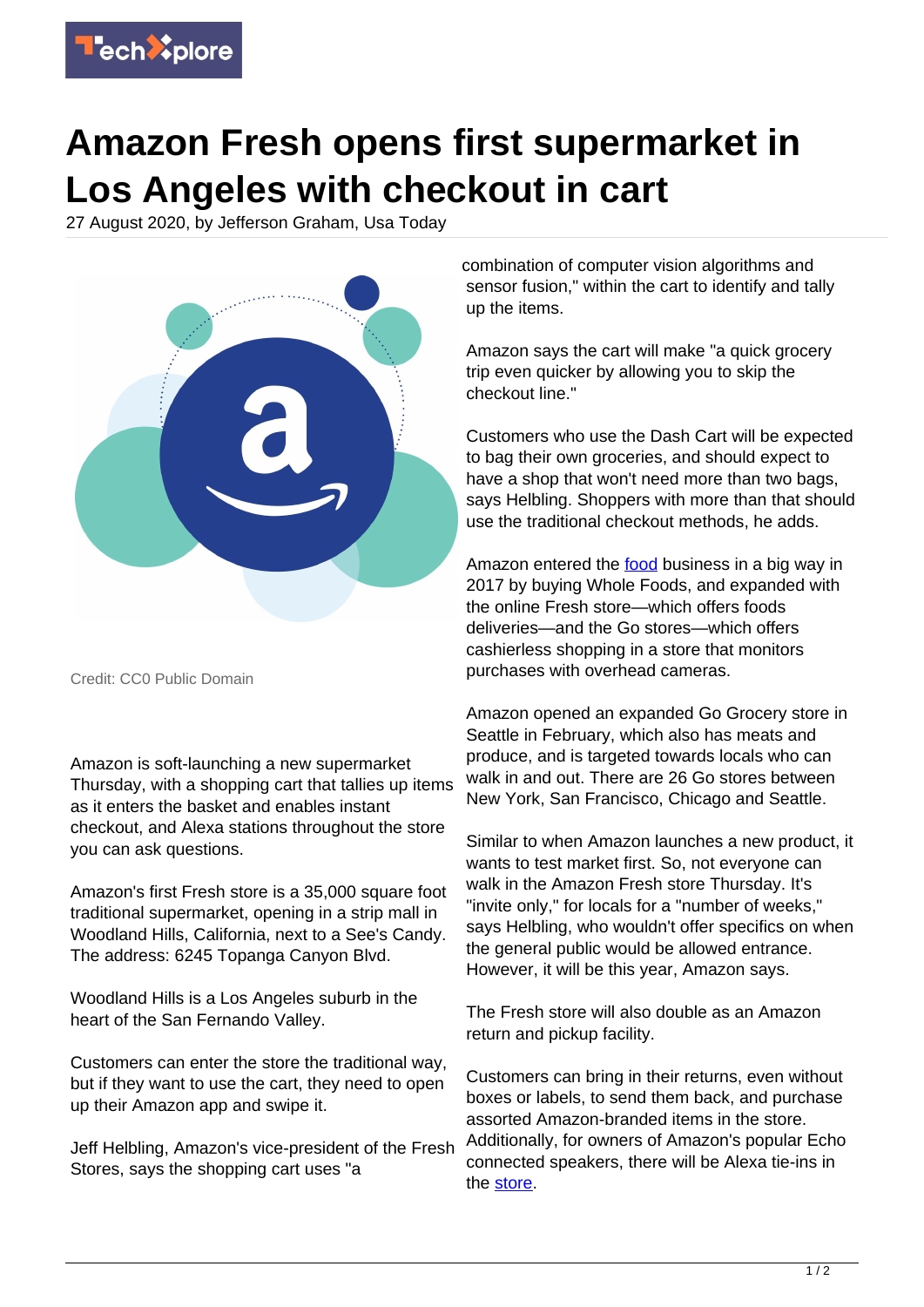# Amazon Fresh opens first supermarket in Los Angeles with checkout in cart

27 August 2020, by Jefferson Graham, Usa Today

Credit: CC0 Public Domain

Amazon is soft-launching a new supermarket Thursday, with a shopping cart that tallies up items as it enters the basket and enables instant checkout, and Alexa stations throughout the store you can ask questions.

Amazon's first Fresh store is a 35,000 square foot traditional supermarket, opening in a strip mall in Woodland Hills, California, next to a See's Candy. The address: 6245 Topanga Canyon Blvd.

Woodland Hills is a Los Angeles suburb in the heart of the San Fernando Valley.

Customers can enter the store the traditional way, but if they want to use the cart, they need to open up their Amazon app and swipe it.

Jeff Helbling, Amazon's vice-president of the Fresh Stores, says the shopping cart uses "a combination of computer vision algorithms and sensor fusion," within the cart to identify and tally up the items.

Amazon says the cart will make "a quick grocery trip even quicker by allowing you to skip the checkout line."

Customers who use the Dash Cart will be expected to bag their own groceries, and should expect to have a shop that won't need more than two bags, says Helbling. Shoppers with more than that should use the traditional checkout methods, he adds.

Amazon entered the food business in a big way in 2017 by buying Whole Foods, and expanded with the online Fresh store—which offers foods deliveries—and the Go stores—which offers cashierless shopping in a store that monitors purchases with overhead cameras.

Amazon opened an expanded Go Grocery store in Seattle in February, which also has meats and produce, and is targeted towards locals who can walk in and out. There are 26 Go stores between New York, San Francisco, Chicago and Seattle.

Similar to when Amazon launches a new product, it wants to test market first. So, not everyone can walk in the Amazon Fresh store Thursday. It's "invite only," for locals for a "number of weeks," says Helbling, who wouldn't offer specifics on when the general public would be allowed entrance. However, it will be this year, Amazon says.

The Fresh store will also double as an Amazon return and pickup facility.

Customers can bring in their returns, even without boxes or labels, to send them back, and purchase assorted Amazon-branded items in the store. Additionally, for owners of Amazon's popular Echo connected speakers, there will be Alexa tie-ins in the store.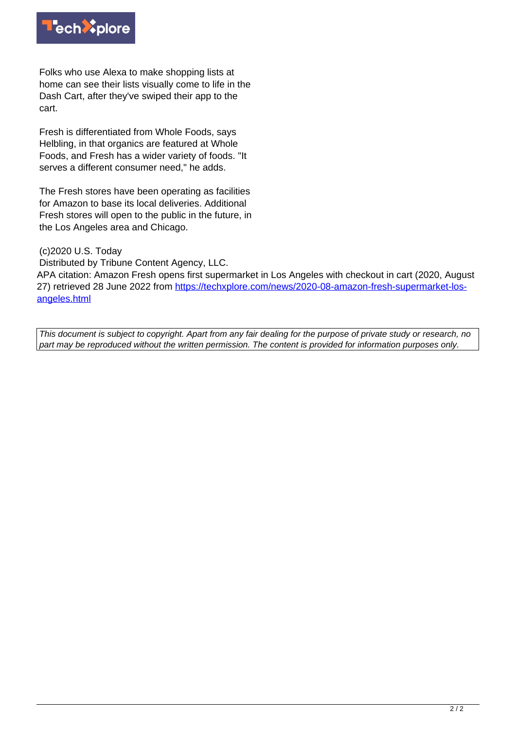Folks who use Alexa to make shopping lists at home can see their lists visually come to life in the Dash Cart, after they've swiped their app to the cart.

Fresh is differentiated from Whole Foods, says Helbling, in that organics are featured at Whole Foods, and Fresh has a wider variety of foods. "It serves a different consumer need," he adds.

The Fresh stores have been operating as facilities for Amazon to base its local deliveries. Additional Fresh stores will open to the public in the future, in the Los Angeles area and Chicago.

(c)2020 U.S. Today
Distributed by Tribune Content Agency, LLC.

APA citation: Amazon Fresh opens first supermarket in Los Angeles with checkout in cart (2020, August 27) retrieved 28 June 2022 from https://techxplore.com/news/2020-08-amazon-fresh-supermarket-los-angeles.html

*This document is subject to copyright. Apart from any fair dealing for the purpose of private study or research, no part may be reproduced without the written permission. The content is provided for information purposes only.*